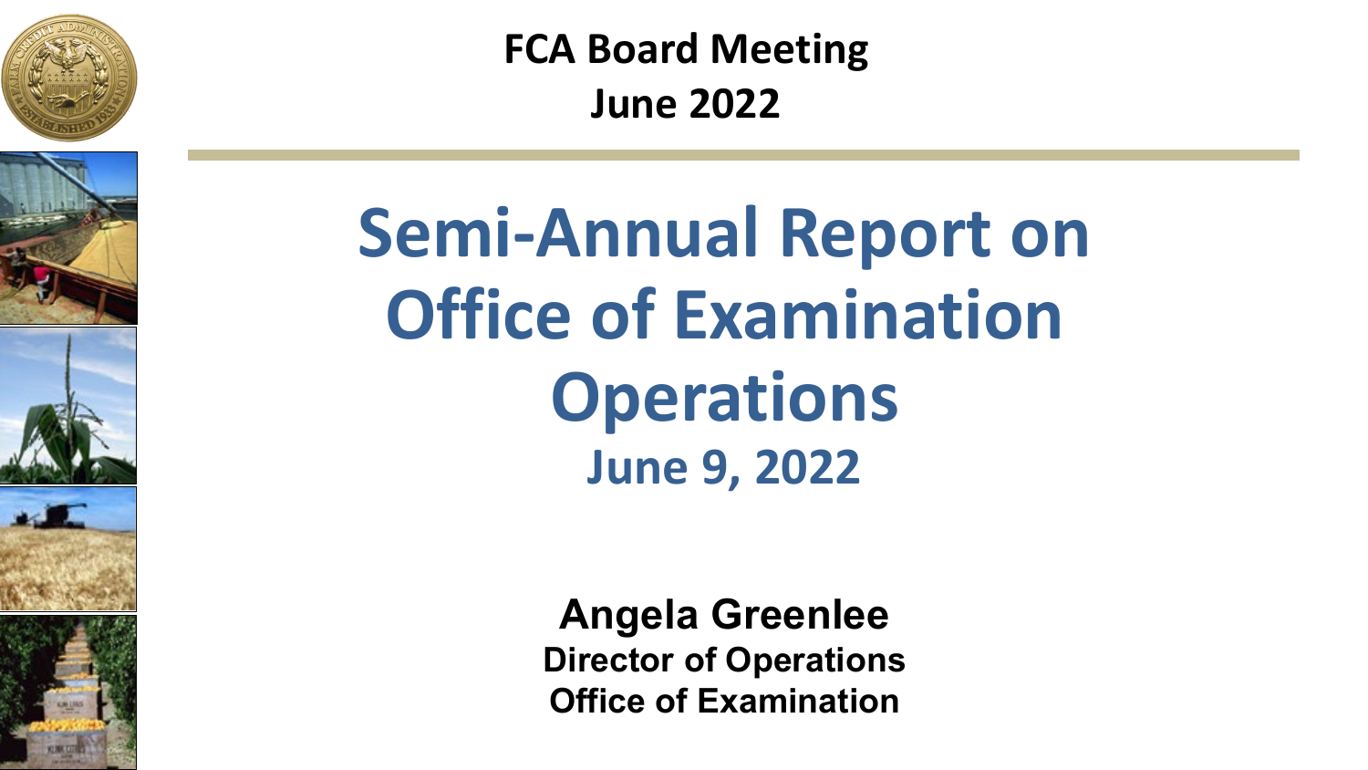**FCA Board Meeting**
**June 2022**

# Semi-Annual Report on Office of Examination Operations

## June 9, 2022

**Angela Greenlee**
**Director of Operations**
**Office of Examination**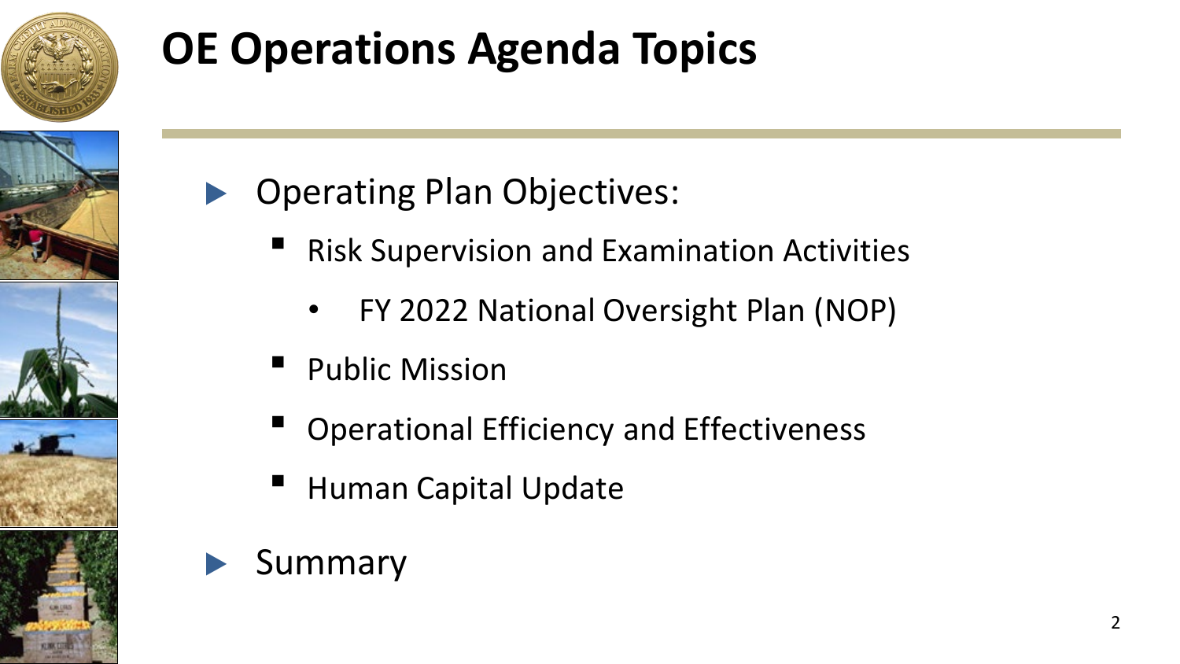# OE Operations Agenda Topics

- Operating Plan Objectives:
  - Risk Supervision and Examination Activities
    - FY 2022 National Oversight Plan (NOP)
  - Public Mission
  - Operational Efficiency and Effectiveness
  - Human Capital Update
- Summary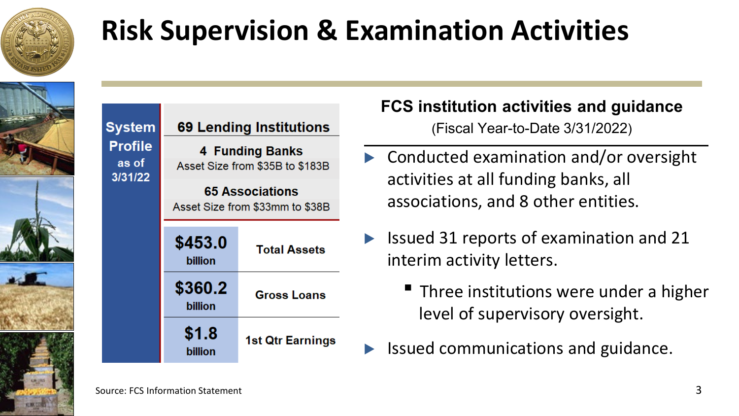# Risk Supervision & Examination Activities

| System Profile as of 3/31/22 | 69 Lending Institutions | |
|---|---|---|
| | **4 Funding Banks** Asset Size from $35B to $183B | |
| | **65 Associations** Asset Size from $33mm to $38B | |
| | **$453.0 billion** | **Total Assets** |
| | **$360.2 billion** | **Gross Loans** |
| | **$1.8 billion** | **1st Qtr Earnings** |

**FCS institution activities and guidance**
(Fiscal Year-to-Date 3/31/2022)

- Conducted examination and/or oversight activities at all funding banks, all associations, and 8 other entities.
- Issued 31 reports of examination and 21 interim activity letters.
  - Three institutions were under a higher level of supervisory oversight.
- Issued communications and guidance.

Source: FCS Information Statement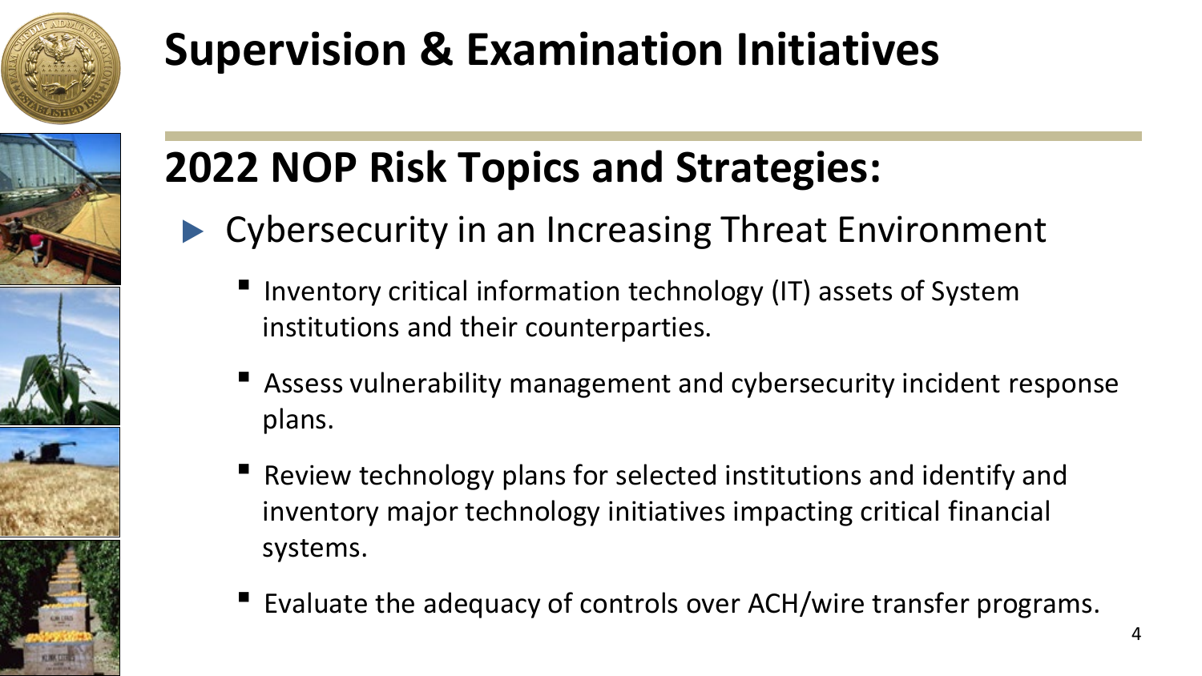# Supervision & Examination Initiatives

## 2022 NOP Risk Topics and Strategies:

- Cybersecurity in an Increasing Threat Environment
  - Inventory critical information technology (IT) assets of System institutions and their counterparties.
  - Assess vulnerability management and cybersecurity incident response plans.
  - Review technology plans for selected institutions and identify and inventory major technology initiatives impacting critical financial systems.
  - Evaluate the adequacy of controls over ACH/wire transfer programs.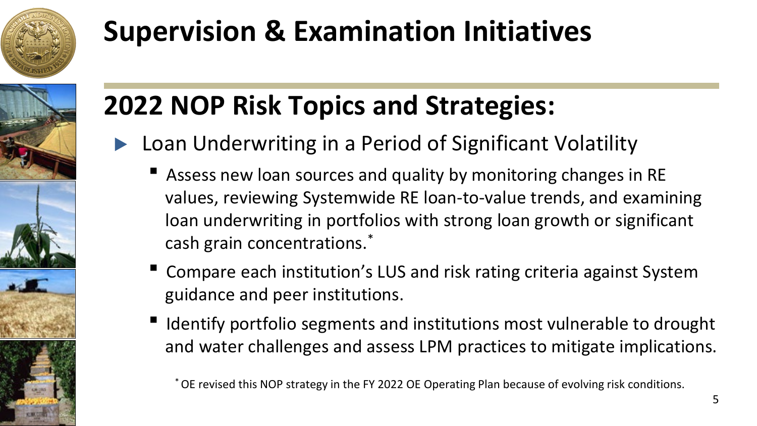# Supervision & Examination Initiatives

## 2022 NOP Risk Topics and Strategies:

- Loan Underwriting in a Period of Significant Volatility
  - Assess new loan sources and quality by monitoring changes in RE values, reviewing Systemwide RE loan-to-value trends, and examining loan underwriting in portfolios with strong loan growth or significant cash grain concentrations.*
  - Compare each institution's LUS and risk rating criteria against System guidance and peer institutions.
  - Identify portfolio segments and institutions most vulnerable to drought and water challenges and assess LPM practices to mitigate implications.

* OE revised this NOP strategy in the FY 2022 OE Operating Plan because of evolving risk conditions.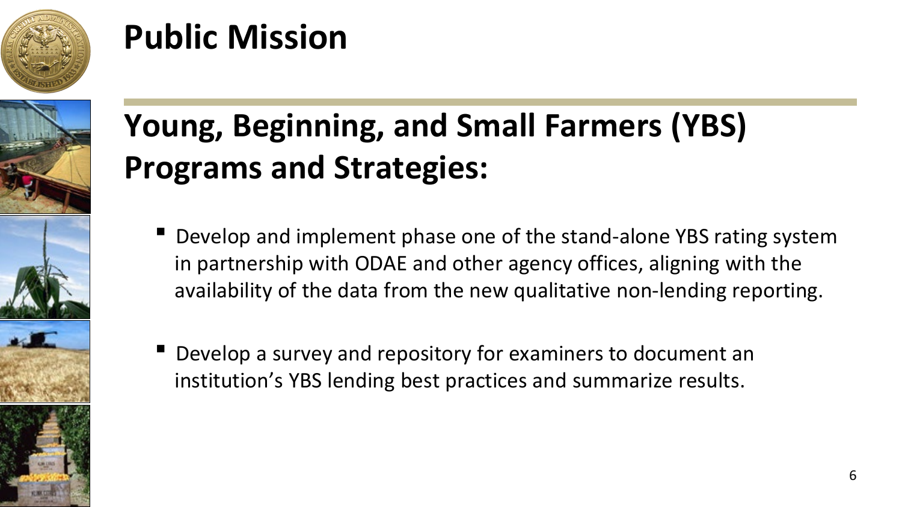# Public Mission

## Young, Beginning, and Small Farmers (YBS) Programs and Strategies:

- Develop and implement phase one of the stand-alone YBS rating system in partnership with ODAE and other agency offices, aligning with the availability of the data from the new qualitative non-lending reporting.
- Develop a survey and repository for examiners to document an institution’s YBS lending best practices and summarize results.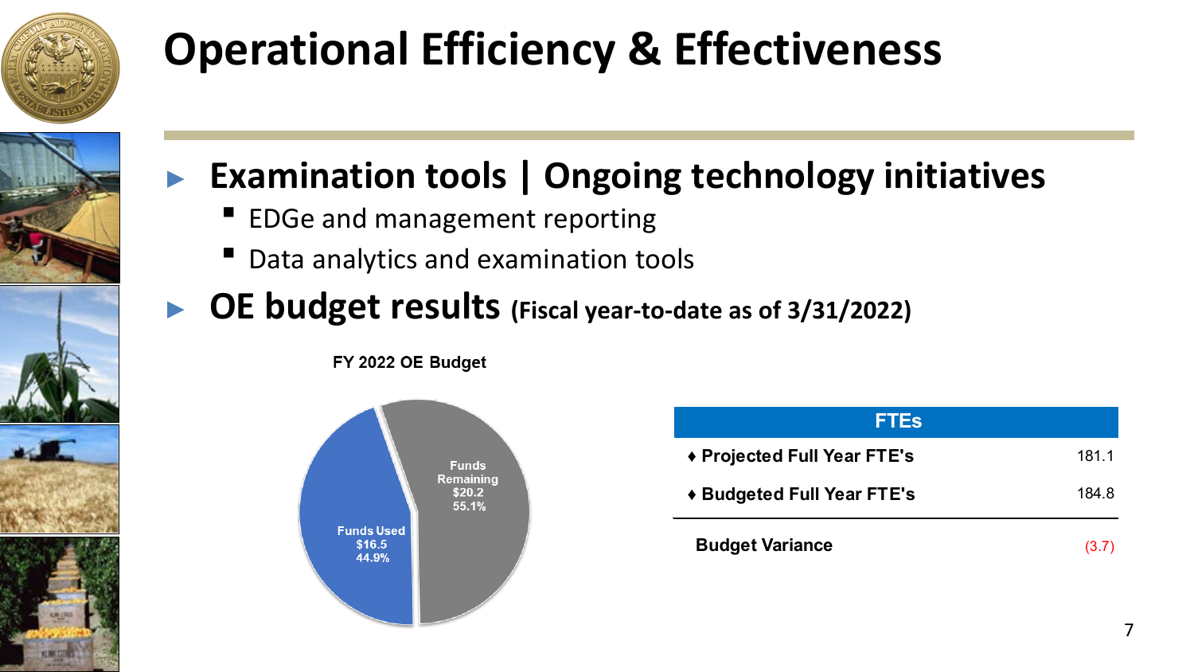# Operational Efficiency & Effectiveness

- **Examination tools | Ongoing technology initiatives**
  - EDGe and management reporting
  - Data analytics and examination tools
- **OE budget results (Fiscal year-to-date as of 3/31/2022)**

**FY 2022 OE Budget**

- Funds Used: $16.5 (44.9%)
- Funds Remaining: $20.2 (55.1%)

| FTEs | |
|---|---|
| ♦ Projected Full Year FTE's | 181.1 |
| ♦ Budgeted Full Year FTE's | 184.8 |
| **Budget Variance** | (3.7) |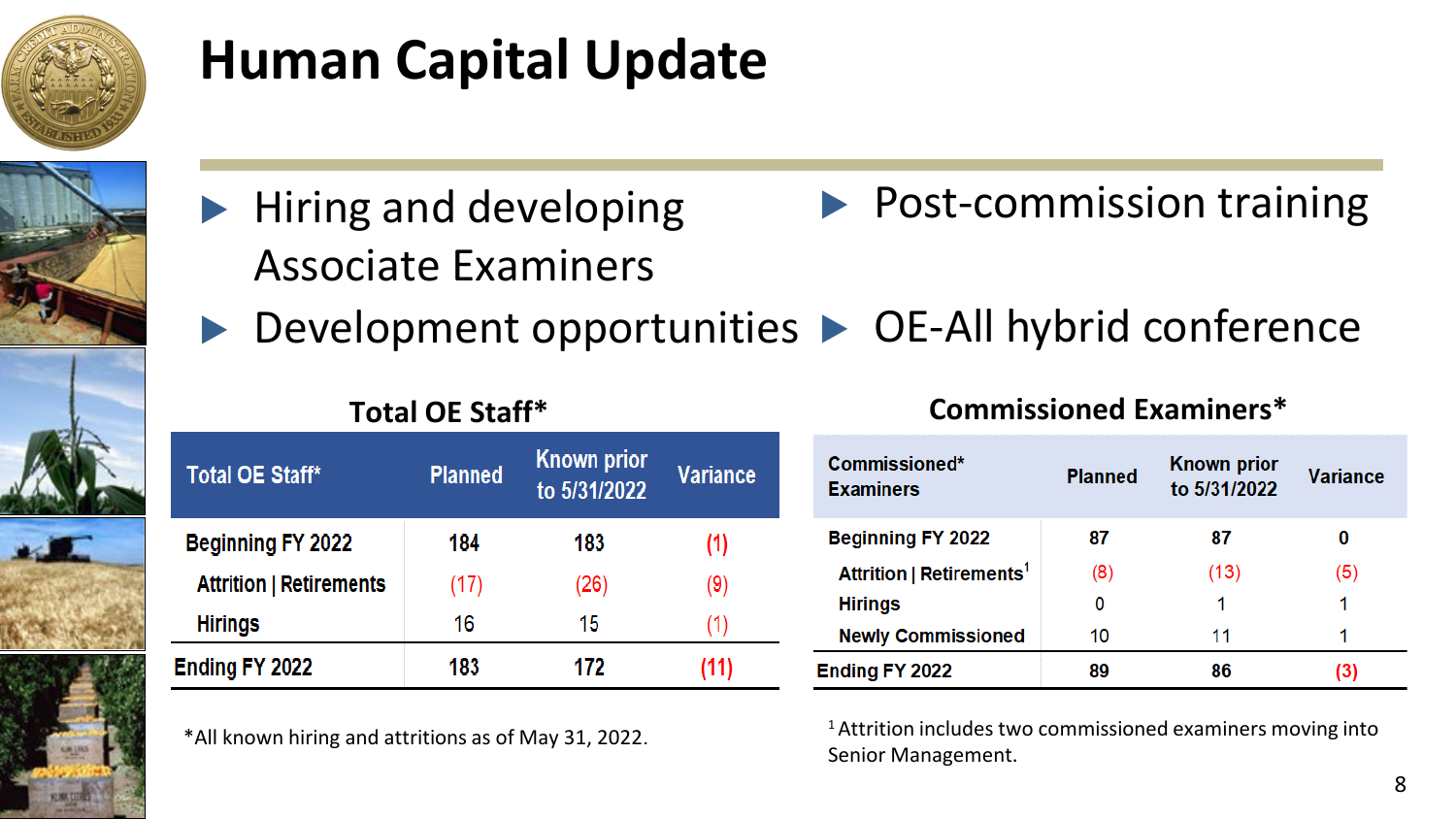# Human Capital Update

- Hiring and developing Associate Examiners
- Development opportunities
- Post-commission training
- OE-All hybrid conference

### Total OE Staff*

| Total OE Staff* | Planned | Known prior to 5/31/2022 | Variance |
|---|---|---|---|
| Beginning FY 2022 | 184 | 183 | (1) |
| Attrition \| Retirements | (17) | (26) | (9) |
| Hirings | 16 | 15 | (1) |
| Ending FY 2022 | 183 | 172 | (11) |

*All known hiring and attritions as of May 31, 2022.

### Commissioned Examiners*

| Commissioned* Examiners | Planned | Known prior to 5/31/2022 | Variance |
|---|---|---|---|
| Beginning FY 2022 | 87 | 87 | 0 |
| Attrition \| Retirements[1] | (8) | (13) | (5) |
| Hirings | 0 | 1 | 1 |
| Newly Commissioned | 10 | 11 | 1 |
| Ending FY 2022 | 89 | 86 | (3) |

[1] Attrition includes two commissioned examiners moving into Senior Management.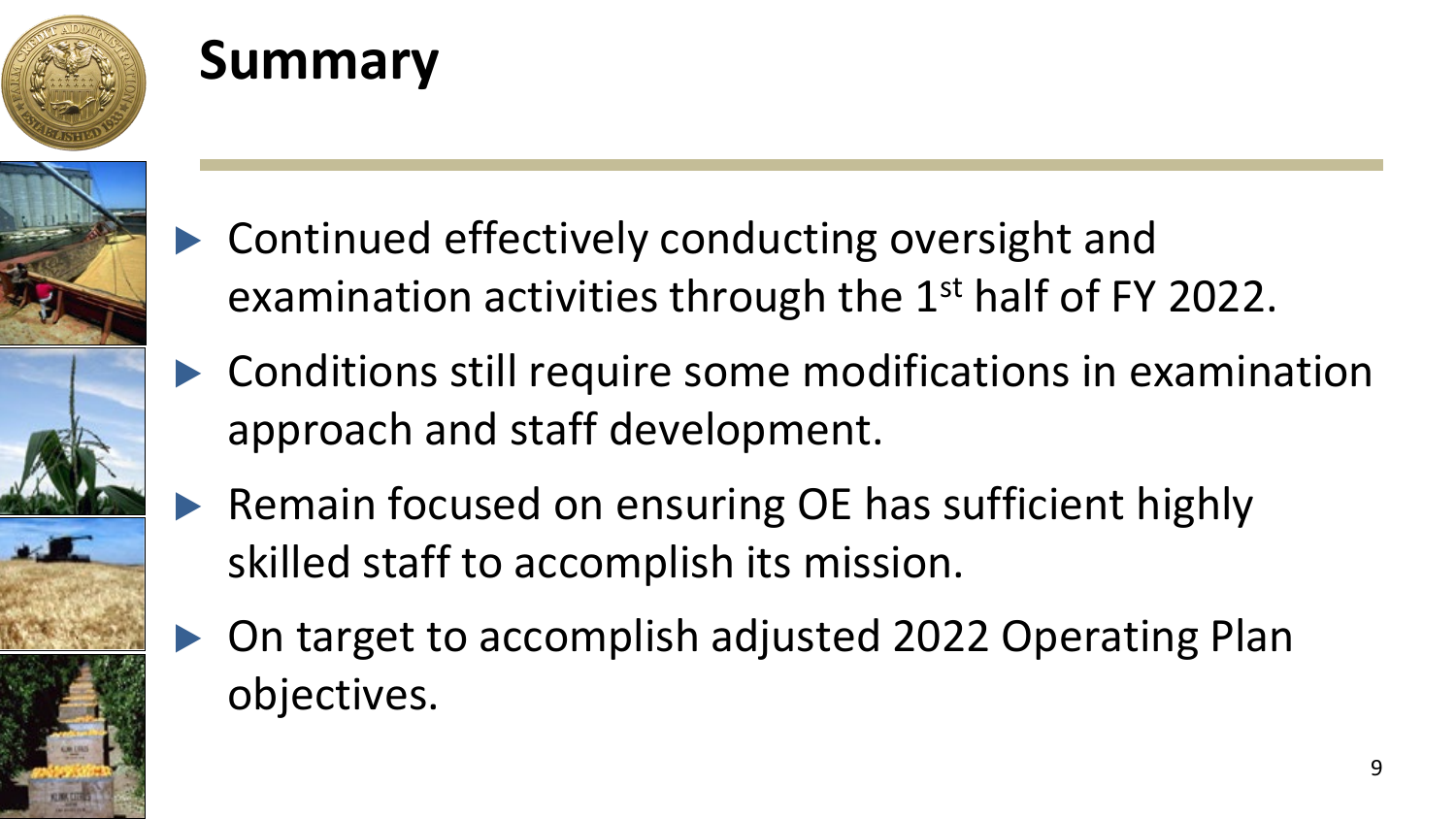# Summary

- Continued effectively conducting oversight and examination activities through the 1st half of FY 2022.
- Conditions still require some modifications in examination approach and staff development.
- Remain focused on ensuring OE has sufficient highly skilled staff to accomplish its mission.
- On target to accomplish adjusted 2022 Operating Plan objectives.